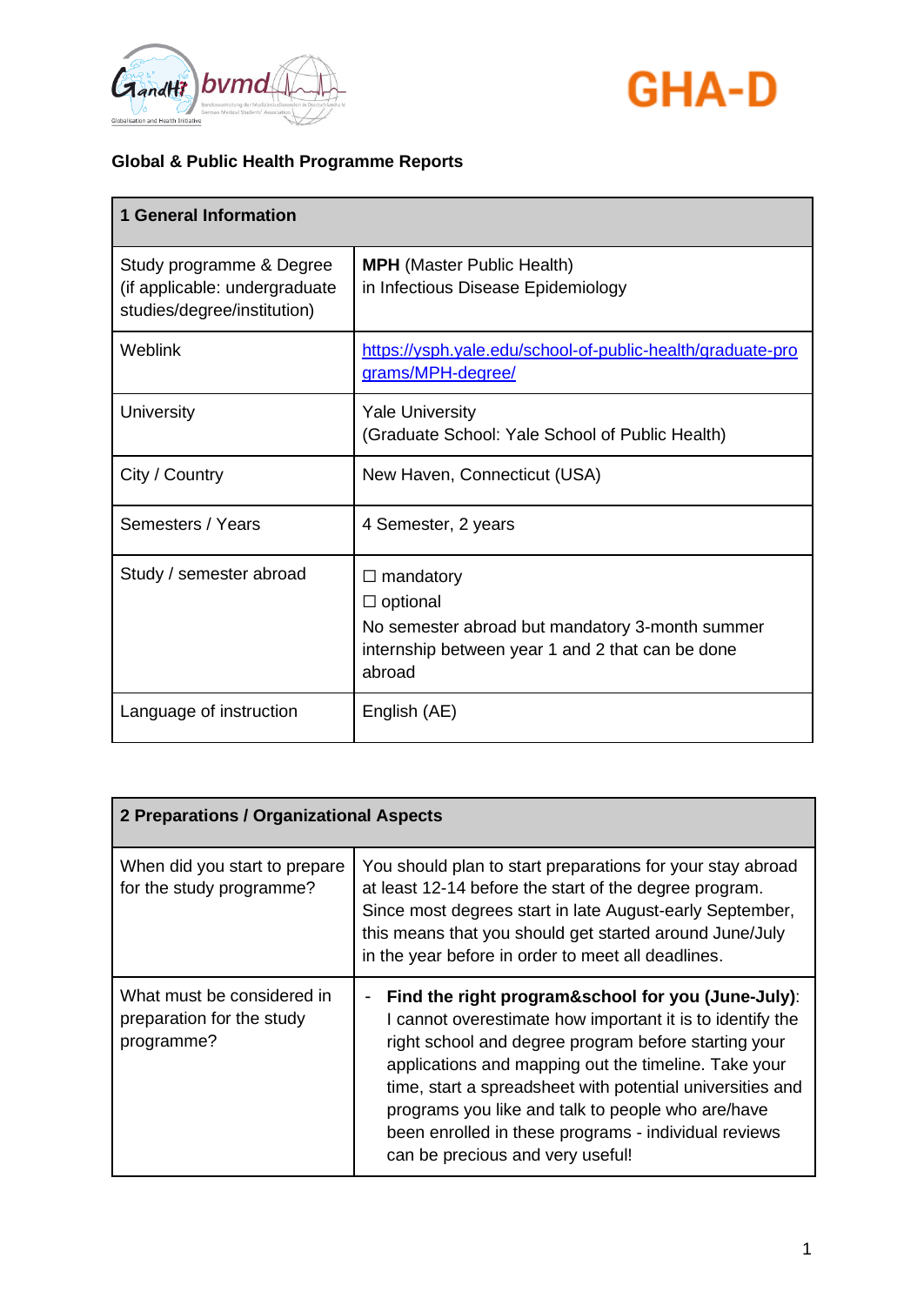**Global & Public Health Programme Reports**

| 1 General Information | |
|---|---|
| Study programme & Degree (if applicable: undergraduate studies/degree/institution) | **MPH** (Master Public Health) in Infectious Disease Epidemiology |
| Weblink | https://ysph.yale.edu/school-of-public-health/graduate-programs/MPH-degree/ |
| University | Yale University (Graduate School: Yale School of Public Health) |
| City / Country | New Haven, Connecticut (USA) |
| Semesters / Years | 4 Semester, 2 years |
| Study / semester abroad | ☐ mandatory<br>☐ optional<br>No semester abroad but mandatory 3-month summer internship between year 1 and 2 that can be done abroad |
| Language of instruction | English (AE) |

| 2 Preparations / Organizational Aspects | |
|---|---|
| When did you start to prepare for the study programme? | You should plan to start preparations for your stay abroad at least 12-14 before the start of the degree program. Since most degrees start in late August-early September, this means that you should get started around June/July in the year before in order to meet all deadlines. |
| What must be considered in preparation for the study programme? | - **Find the right program&school for you (June-July)**: I cannot overestimate how important it is to identify the right school and degree program before starting your applications and mapping out the timeline. Take your time, start a spreadsheet with potential universities and programs you like and talk to people who are/have been enrolled in these programs - individual reviews can be precious and very useful! |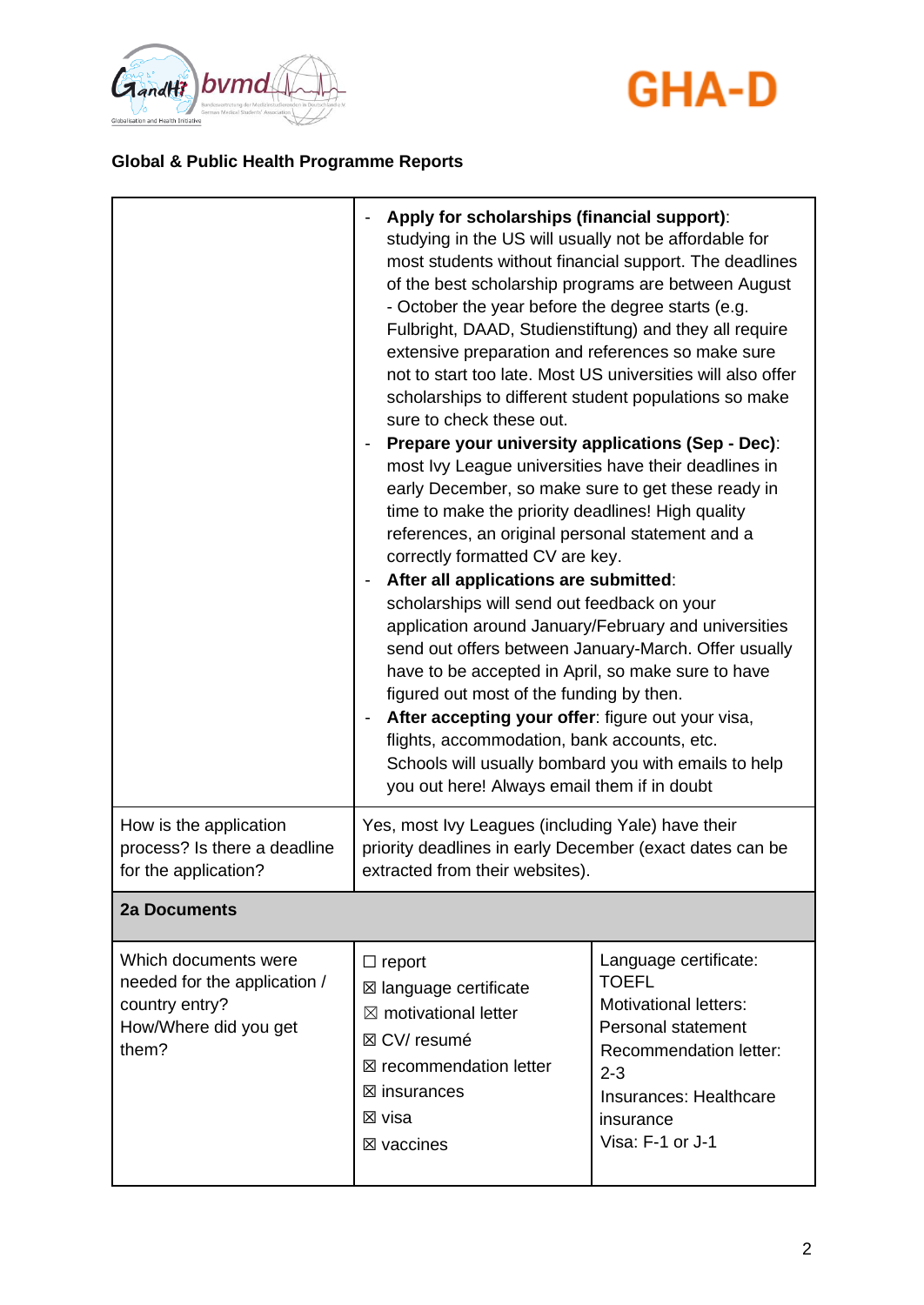## Global & Public Health Programme Reports

| | | |
|---|---|---|
| | - **Apply for scholarships (financial support)**: studying in the US will usually not be affordable for most students without financial support. The deadlines of the best scholarship programs are between August - October the year before the degree starts (e.g. Fulbright, DAAD, Studienstiftung) and they all require extensive preparation and references so make sure not to start too late. Most US universities will also offer scholarships to different student populations so make sure to check these out.<br>- **Prepare your university applications (Sep - Dec)**: most Ivy League universities have their deadlines in early December, so make sure to get these ready in time to make the priority deadlines! High quality references, an original personal statement and a correctly formatted CV are key.<br>- **After all applications are submitted**: scholarships will send out feedback on your application around January/February and universities send out offers between January-March. Offer usually have to be accepted in April, so make sure to have figured out most of the funding by then.<br>- **After accepting your offer**: figure out your visa, flights, accommodation, bank accounts, etc. Schools will usually bombard you with emails to help you out here! Always email them if in doubt | |
| How is the application process? Is there a deadline for the application? | Yes, most Ivy Leagues (including Yale) have their priority deadlines in early December (exact dates can be extracted from their websites). | |
| **2a Documents** | | |
| Which documents were needed for the application / country entry?<br>How/Where did you get them? | ☐ report<br>☒ language certificate<br>☒ motivational letter<br>☒ CV/ resumé<br>☒ recommendation letter<br>☒ insurances<br>☒ visa<br>☒ vaccines | Language certificate: TOEFL<br>Motivational letters: Personal statement<br>Recommendation letter: 2-3<br>Insurances: Healthcare insurance<br>Visa: F-1 or J-1 |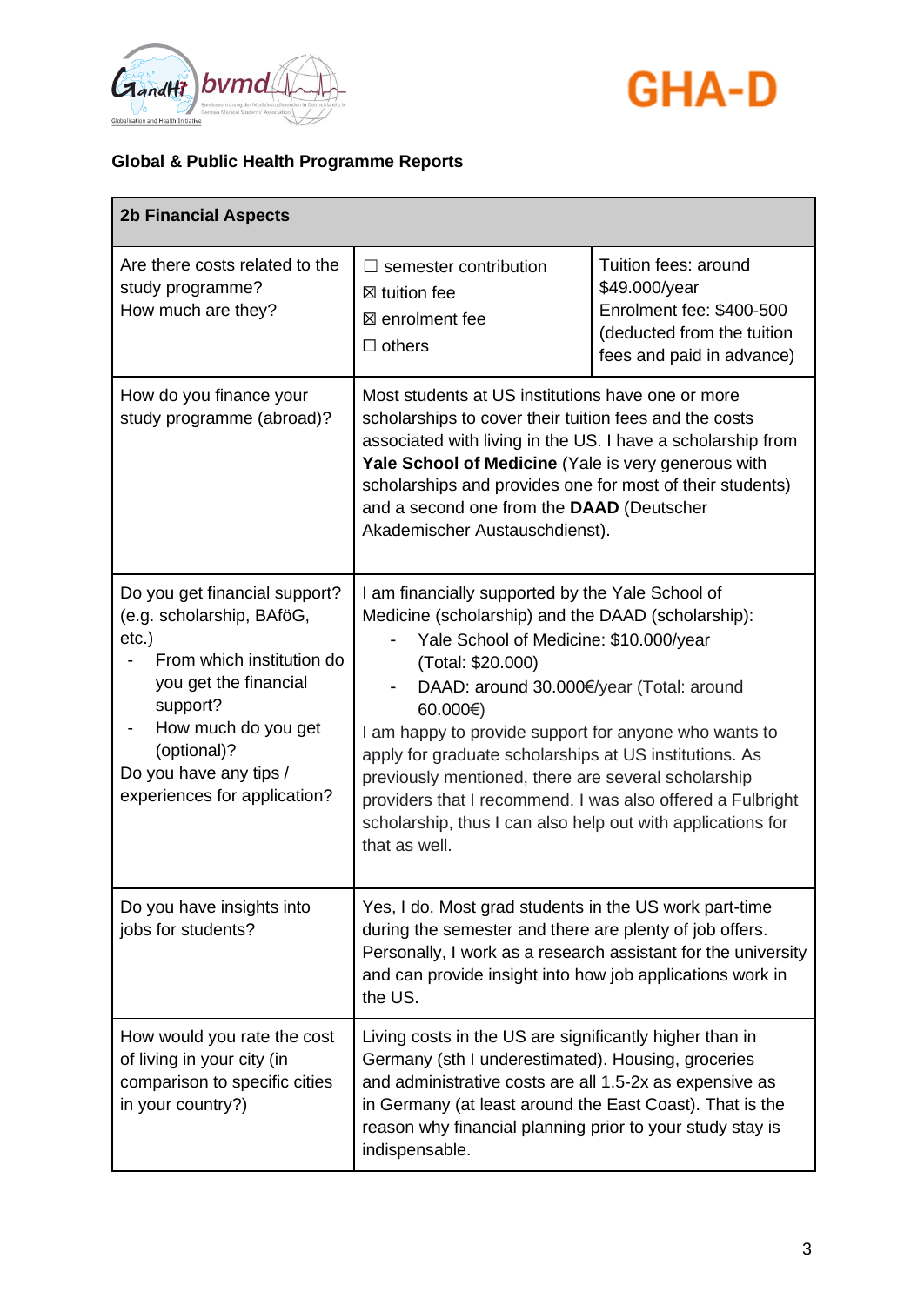**Global & Public Health Programme Reports**

| 2b Financial Aspects | | |
|---|---|---|
| Are there costs related to the study programme?<br>How much are they? | ☐ semester contribution<br>☒ tuition fee<br>☒ enrolment fee<br>☐ others | Tuition fees: around $49.000/year<br>Enrolment fee: $400-500 (deducted from the tuition fees and paid in advance) |
| How do you finance your study programme (abroad)? | Most students at US institutions have one or more scholarships to cover their tuition fees and the costs associated with living in the US. I have a scholarship from **Yale School of Medicine** (Yale is very generous with scholarships and provides one for most of their students) and a second one from the **DAAD** (Deutscher Akademischer Austauschdienst). | |
| Do you get financial support? (e.g. scholarship, BAföG, etc.)<br>- From which institution do you get the financial support?<br>- How much do you get (optional)?<br>Do you have any tips / experiences for application? | I am financially supported by the Yale School of Medicine (scholarship) and the DAAD (scholarship):<br>- Yale School of Medicine: $10.000/year (Total: $20.000)<br>- DAAD: around 30.000€/year (Total: around 60.000€)<br>I am happy to provide support for anyone who wants to apply for graduate scholarships at US institutions. As previously mentioned, there are several scholarship providers that I recommend. I was also offered a Fulbright scholarship, thus I can also help out with applications for that as well. | |
| Do you have insights into jobs for students? | Yes, I do. Most grad students in the US work part-time during the semester and there are plenty of job offers. Personally, I work as a research assistant for the university and can provide insight into how job applications work in the US. | |
| How would you rate the cost of living in your city (in comparison to specific cities in your country?) | Living costs in the US are significantly higher than in Germany (sth I underestimated). Housing, groceries and administrative costs are all 1.5-2x as expensive as in Germany (at least around the East Coast). That is the reason why financial planning prior to your study stay is indispensable. | |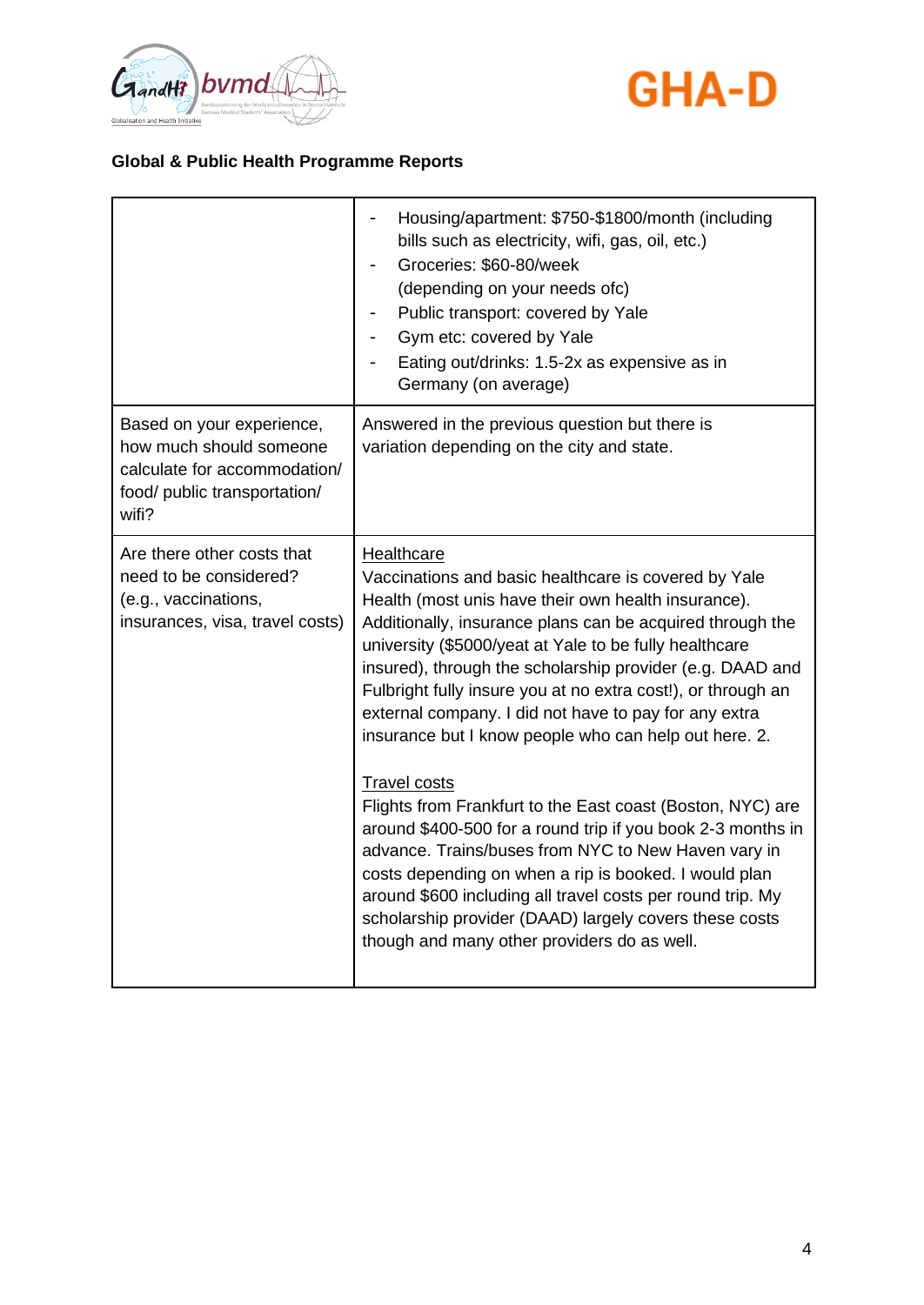**Global & Public Health Programme Reports**

| | |
|---|---|
| | - Housing/apartment: \$750-\$1800/month (including bills such as electricity, wifi, gas, oil, etc.)<br>- Groceries: \$60-80/week (depending on your needs ofc)<br>- Public transport: covered by Yale<br>- Gym etc: covered by Yale<br>- Eating out/drinks: 1.5-2x as expensive as in Germany (on average) |
| Based on your experience, how much should someone calculate for accommodation/ food/ public transportation/ wifi? | Answered in the previous question but there is variation depending on the city and state. |
| Are there other costs that need to be considered? (e.g., vaccinations, insurances, visa, travel costs) | <u>Healthcare</u><br>Vaccinations and basic healthcare is covered by Yale Health (most unis have their own health insurance). Additionally, insurance plans can be acquired through the university (\$5000/yeat at Yale to be fully healthcare insured), through the scholarship provider (e.g. DAAD and Fulbright fully insure you at no extra cost!), or through an external company. I did not have to pay for any extra insurance but I know people who can help out here. 2.<br><br><u>Travel costs</u><br>Flights from Frankfurt to the East coast (Boston, NYC) are around \$400-500 for a round trip if you book 2-3 months in advance. Trains/buses from NYC to New Haven vary in costs depending on when a rip is booked. I would plan around \$600 including all travel costs per round trip. My scholarship provider (DAAD) largely covers these costs though and many other providers do as well. |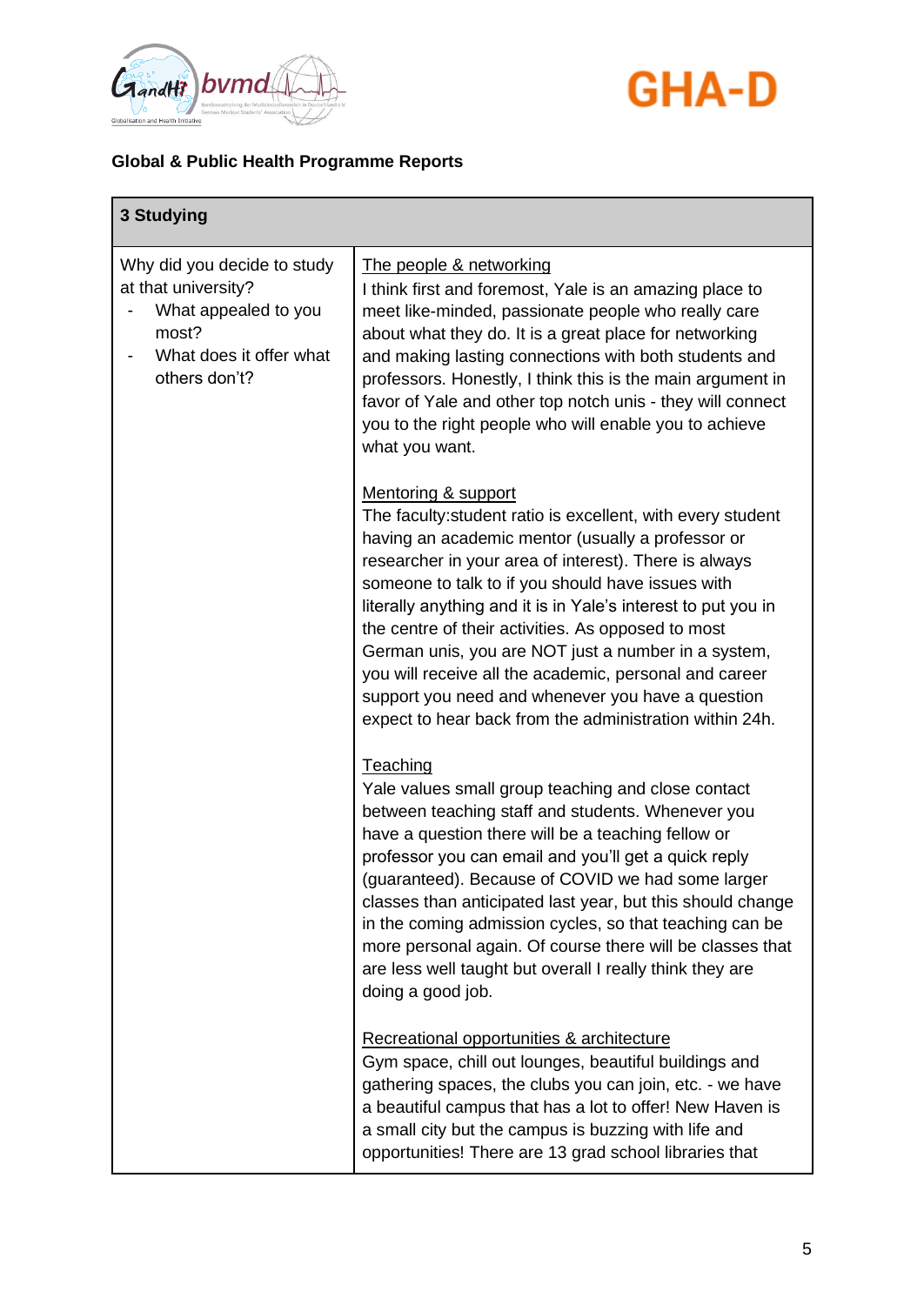**Global & Public Health Programme Reports**

| 3 Studying | |
|---|---|
| Why did you decide to study at that university?<br>- What appealed to you most?<br>- What does it offer what others don't? | <u>The people & networking</u><br>I think first and foremost, Yale is an amazing place to meet like-minded, passionate people who really care about what they do. It is a great place for networking and making lasting connections with both students and professors. Honestly, I think this is the main argument in favor of Yale and other top notch unis - they will connect you to the right people who will enable you to achieve what you want.<br><br><u>Mentoring & support</u><br>The faculty:student ratio is excellent, with every student having an academic mentor (usually a professor or researcher in your area of interest). There is always someone to talk to if you should have issues with literally anything and it is in Yale's interest to put you in the centre of their activities. As opposed to most German unis, you are NOT just a number in a system, you will receive all the academic, personal and career support you need and whenever you have a question expect to hear back from the administration within 24h.<br><br><u>Teaching</u><br>Yale values small group teaching and close contact between teaching staff and students. Whenever you have a question there will be a teaching fellow or professor you can email and you'll get a quick reply (guaranteed). Because of COVID we had some larger classes than anticipated last year, but this should change in the coming admission cycles, so that teaching can be more personal again. Of course there will be classes that are less well taught but overall I really think they are doing a good job.<br><br><u>Recreational opportunities & architecture</u><br>Gym space, chill out lounges, beautiful buildings and gathering spaces, the clubs you can join, etc. - we have a beautiful campus that has a lot to offer! New Haven is a small city but the campus is buzzing with life and opportunities! There are 13 grad school libraries that |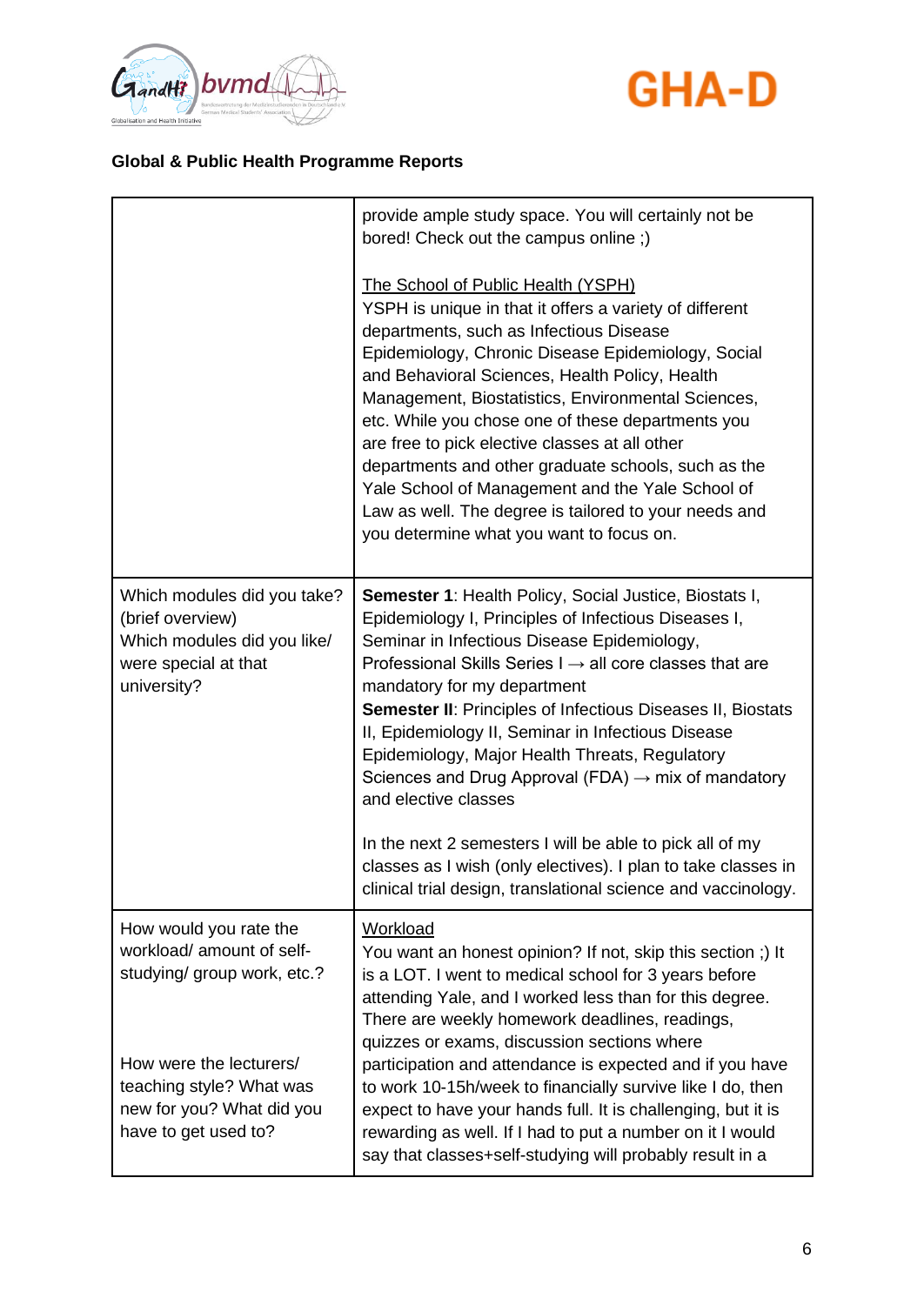**Global & Public Health Programme Reports**

| | |
|---|---|
| | provide ample study space. You will certainly not be bored! Check out the campus online ;)<br><br>The School of Public Health (YSPH)<br>YSPH is unique in that it offers a variety of different departments, such as Infectious Disease Epidemiology, Chronic Disease Epidemiology, Social and Behavioral Sciences, Health Policy, Health Management, Biostatistics, Environmental Sciences, etc. While you chose one of these departments you are free to pick elective classes at all other departments and other graduate schools, such as the Yale School of Management and the Yale School of Law as well. The degree is tailored to your needs and you determine what you want to focus on. |
| Which modules did you take? (brief overview)<br>Which modules did you like/ were special at that university? | **Semester 1**: Health Policy, Social Justice, Biostats I, Epidemiology I, Principles of Infectious Diseases I, Seminar in Infectious Disease Epidemiology, Professional Skills Series I → all core classes that are mandatory for my department<br>**Semester II**: Principles of Infectious Diseases II, Biostats II, Epidemiology II, Seminar in Infectious Disease Epidemiology, Major Health Threats, Regulatory Sciences and Drug Approval (FDA) → mix of mandatory and elective classes<br><br>In the next 2 semesters I will be able to pick all of my classes as I wish (only electives). I plan to take classes in clinical trial design, translational science and vaccinology. |
| How would you rate the workload/ amount of self-studying/ group work, etc.?<br><br>How were the lecturers/ teaching style? What was new for you? What did you have to get used to? | Workload<br>You want an honest opinion? If not, skip this section ;) It is a LOT. I went to medical school for 3 years before attending Yale, and I worked less than for this degree. There are weekly homework deadlines, readings, quizzes or exams, discussion sections where participation and attendance is expected and if you have to work 10-15h/week to financially survive like I do, then expect to have your hands full. It is challenging, but it is rewarding as well. If I had to put a number on it I would say that classes+self-studying will probably result in a |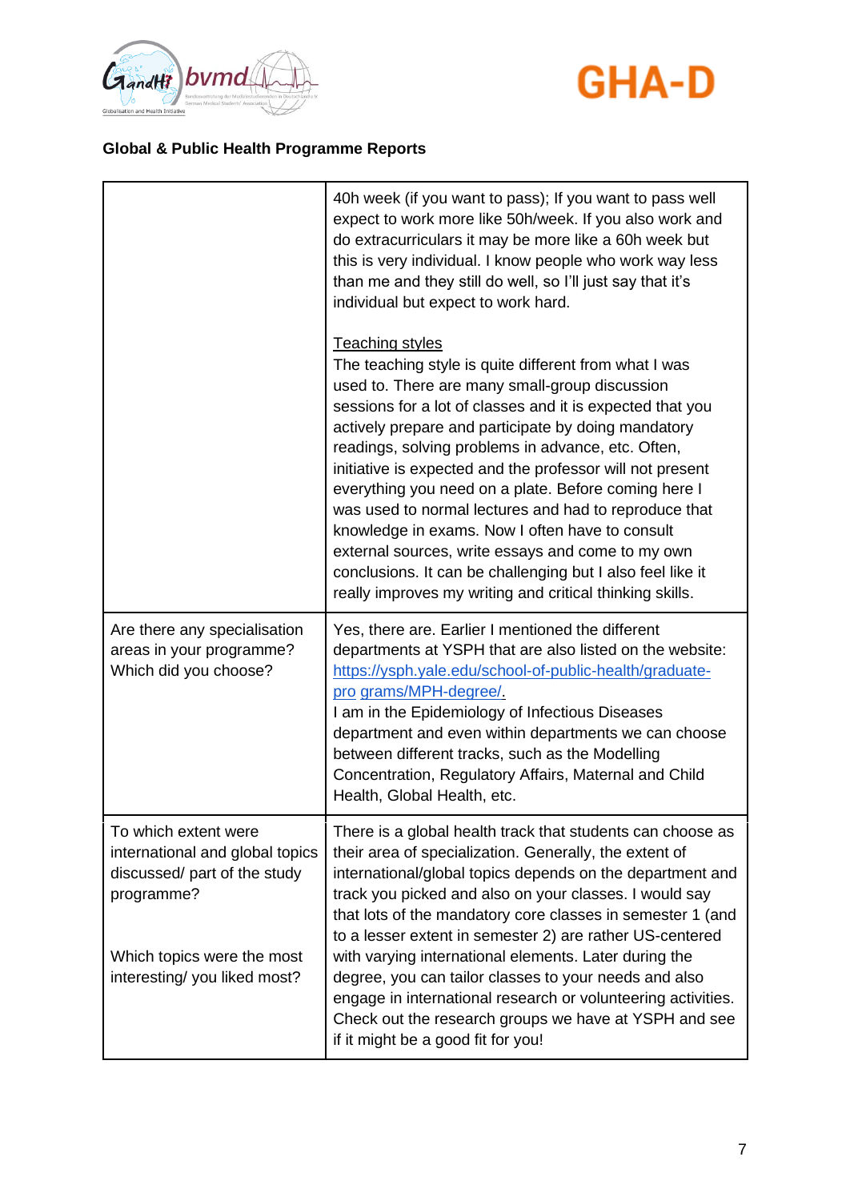**Global & Public Health Programme Reports**

| | |
|---|---|
| | 40h week (if you want to pass); If you want to pass well expect to work more like 50h/week. If you also work and do extracurriculars it may be more like a 60h week but this is very individual. I know people who work way less than me and they still do well, so I'll just say that it's individual but expect to work hard.<br><br><u>Teaching styles</u><br>The teaching style is quite different from what I was used to. There are many small-group discussion sessions for a lot of classes and it is expected that you actively prepare and participate by doing mandatory readings, solving problems in advance, etc. Often, initiative is expected and the professor will not present everything you need on a plate. Before coming here I was used to normal lectures and had to reproduce that knowledge in exams. Now I often have to consult external sources, write essays and come to my own conclusions. It can be challenging but I also feel like it really improves my writing and critical thinking skills. |
| Are there any specialisation areas in your programme? Which did you choose? | Yes, there are. Earlier I mentioned the different departments at YSPH that are also listed on the website: https://ysph.yale.edu/school-of-public-health/graduate-pro grams/MPH-degree/.<br>I am in the Epidemiology of Infectious Diseases department and even within departments we can choose between different tracks, such as the Modelling Concentration, Regulatory Affairs, Maternal and Child Health, Global Health, etc. |
| To which extent were international and global topics discussed/ part of the study programme?<br><br>Which topics were the most interesting/ you liked most? | There is a global health track that students can choose as their area of specialization. Generally, the extent of international/global topics depends on the department and track you picked and also on your classes. I would say that lots of the mandatory core classes in semester 1 (and to a lesser extent in semester 2) are rather US-centered with varying international elements. Later during the degree, you can tailor classes to your needs and also engage in international research or volunteering activities. Check out the research groups we have at YSPH and see if it might be a good fit for you! |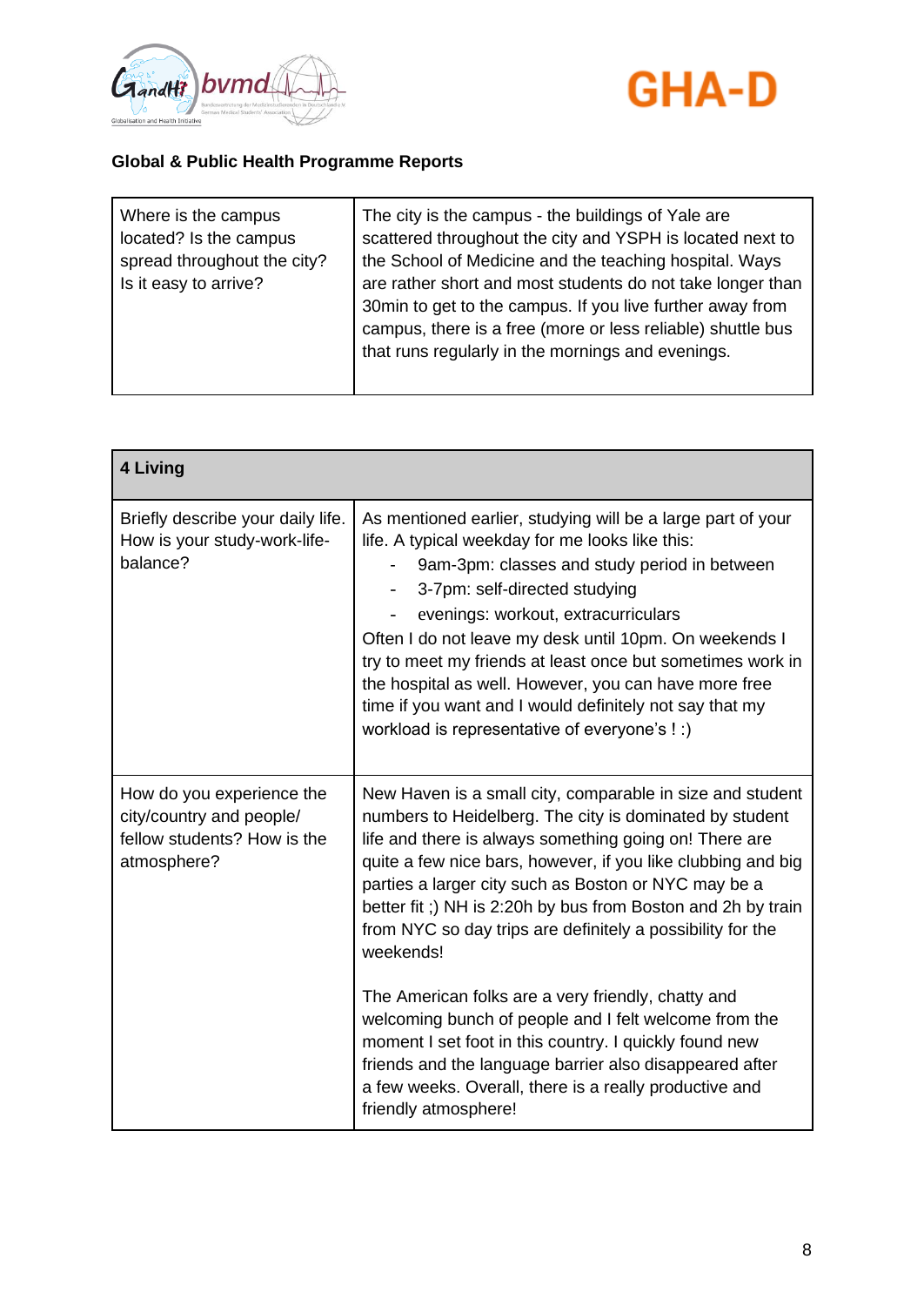**Global & Public Health Programme Reports**

| Where is the campus located? Is the campus spread throughout the city? Is it easy to arrive? | The city is the campus - the buildings of Yale are scattered throughout the city and YSPH is located next to the School of Medicine and the teaching hospital. Ways are rather short and most students do not take longer than 30min to get to the campus. If you live further away from campus, there is a free (more or less reliable) shuttle bus that runs regularly in the mornings and evenings. |
|---|---|

| **4 Living** | |
|---|---|
| Briefly describe your daily life. How is your study-work-life-balance? | As mentioned earlier, studying will be a large part of your life. A typical weekday for me looks like this:<br>- 9am-3pm: classes and study period in between<br>- 3-7pm: self-directed studying<br>- evenings: workout, extracurriculars<br>Often I do not leave my desk until 10pm. On weekends I try to meet my friends at least once but sometimes work in the hospital as well. However, you can have more free time if you want and I would definitely not say that my workload is representative of everyone's ! :) |
| How do you experience the city/country and people/ fellow students? How is the atmosphere? | New Haven is a small city, comparable in size and student numbers to Heidelberg. The city is dominated by student life and there is always something going on! There are quite a few nice bars, however, if you like clubbing and big parties a larger city such as Boston or NYC may be a better fit ;) NH is 2:20h by bus from Boston and 2h by train from NYC so day trips are definitely a possibility for the weekends!<br><br>The American folks are a very friendly, chatty and welcoming bunch of people and I felt welcome from the moment I set foot in this country. I quickly found new friends and the language barrier also disappeared after a few weeks. Overall, there is a really productive and friendly atmosphere! |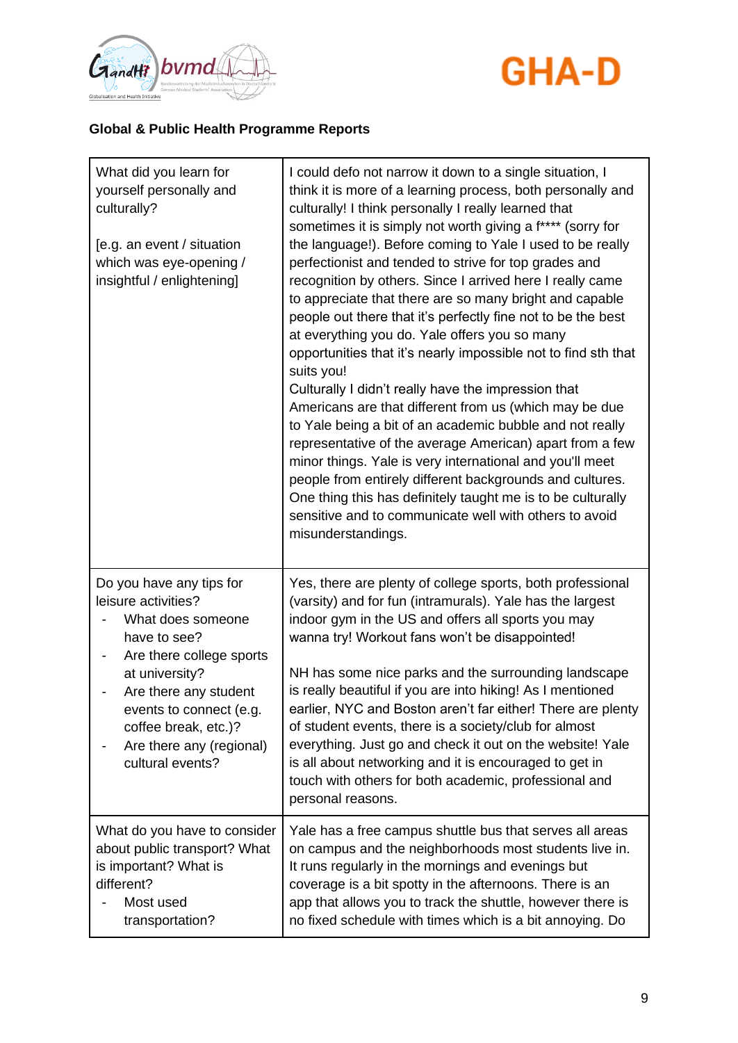**Global & Public Health Programme Reports**

| | |
|---|---|
| What did you learn for yourself personally and culturally?<br><br>[e.g. an event / situation which was eye-opening / insightful / enlightening] | I could defo not narrow it down to a single situation, I think it is more of a learning process, both personally and culturally! I think personally I really learned that sometimes it is simply not worth giving a f**** (sorry for the language!). Before coming to Yale I used to be really perfectionist and tended to strive for top grades and recognition by others. Since I arrived here I really came to appreciate that there are so many bright and capable people out there that it's perfectly fine not to be the best at everything you do. Yale offers you so many opportunities that it's nearly impossible not to find sth that suits you!<br>Culturally I didn't really have the impression that Americans are that different from us (which may be due to Yale being a bit of an academic bubble and not really representative of the average American) apart from a few minor things. Yale is very international and you'll meet people from entirely different backgrounds and cultures. One thing this has definitely taught me is to be culturally sensitive and to communicate well with others to avoid misunderstandings. |
| Do you have any tips for leisure activities?<br>- What does someone have to see?<br>- Are there college sports at university?<br>- Are there any student events to connect (e.g. coffee break, etc.)?<br>- Are there any (regional) cultural events? | Yes, there are plenty of college sports, both professional (varsity) and for fun (intramurals). Yale has the largest indoor gym in the US and offers all sports you may wanna try! Workout fans won't be disappointed!<br><br>NH has some nice parks and the surrounding landscape is really beautiful if you are into hiking! As I mentioned earlier, NYC and Boston aren't far either! There are plenty of student events, there is a society/club for almost everything. Just go and check it out on the website! Yale is all about networking and it is encouraged to get in touch with others for both academic, professional and personal reasons. |
| What do you have to consider about public transport? What is important? What is different?<br>- Most used transportation? | Yale has a free campus shuttle bus that serves all areas on campus and the neighborhoods most students live in. It runs regularly in the mornings and evenings but coverage is a bit spotty in the afternoons. There is an app that allows you to track the shuttle, however there is no fixed schedule with times which is a bit annoying. Do |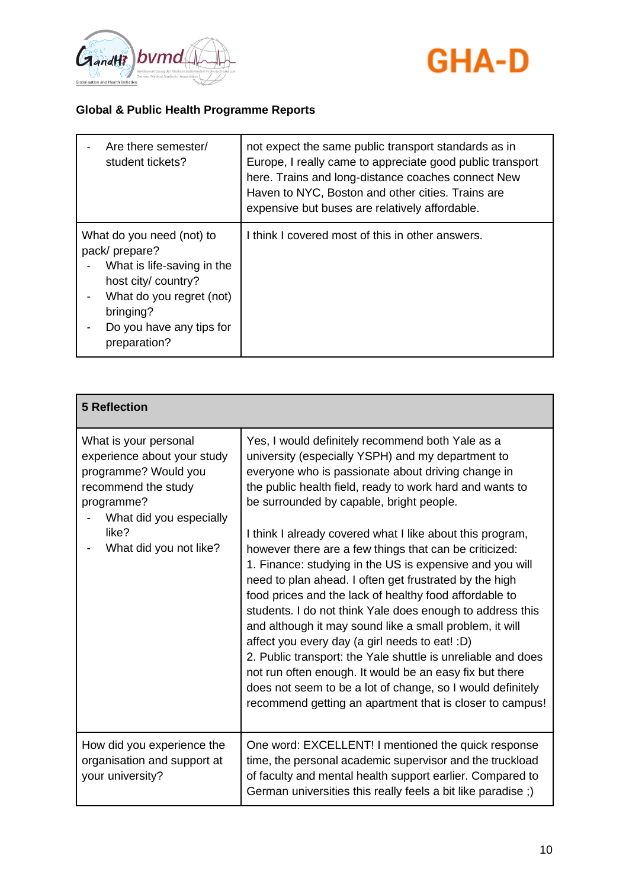**Global & Public Health Programme Reports**

| | |
|---|---|
| - Are there semester/ student tickets? | not expect the same public transport standards as in Europe, I really came to appreciate good public transport here. Trains and long-distance coaches connect New Haven to NYC, Boston and other cities. Trains are expensive but buses are relatively affordable. |
| What do you need (not) to pack/ prepare?<br>- What is life-saving in the host city/ country?<br>- What do you regret (not) bringing?<br>- Do you have any tips for preparation? | I think I covered most of this in other answers. |

| **5 Reflection** | |
|---|---|
| What is your personal experience about your study programme? Would you recommend the study programme?<br>- What did you especially like?<br>- What did you not like? | Yes, I would definitely recommend both Yale as a university (especially YSPH) and my department to everyone who is passionate about driving change in the public health field, ready to work hard and wants to be surrounded by capable, bright people.<br><br>I think I already covered what I like about this program, however there are a few things that can be criticized:<br>1. Finance: studying in the US is expensive and you will need to plan ahead. I often get frustrated by the high food prices and the lack of healthy food affordable to students. I do not think Yale does enough to address this and although it may sound like a small problem, it will affect you every day (a girl needs to eat! :D)<br>2. Public transport: the Yale shuttle is unreliable and does not run often enough. It would be an easy fix but there does not seem to be a lot of change, so I would definitely recommend getting an apartment that is closer to campus! |
| How did you experience the organisation and support at your university? | One word: EXCELLENT! I mentioned the quick response time, the personal academic supervisor and the truckload of faculty and mental health support earlier. Compared to German universities this really feels a bit like paradise ;) |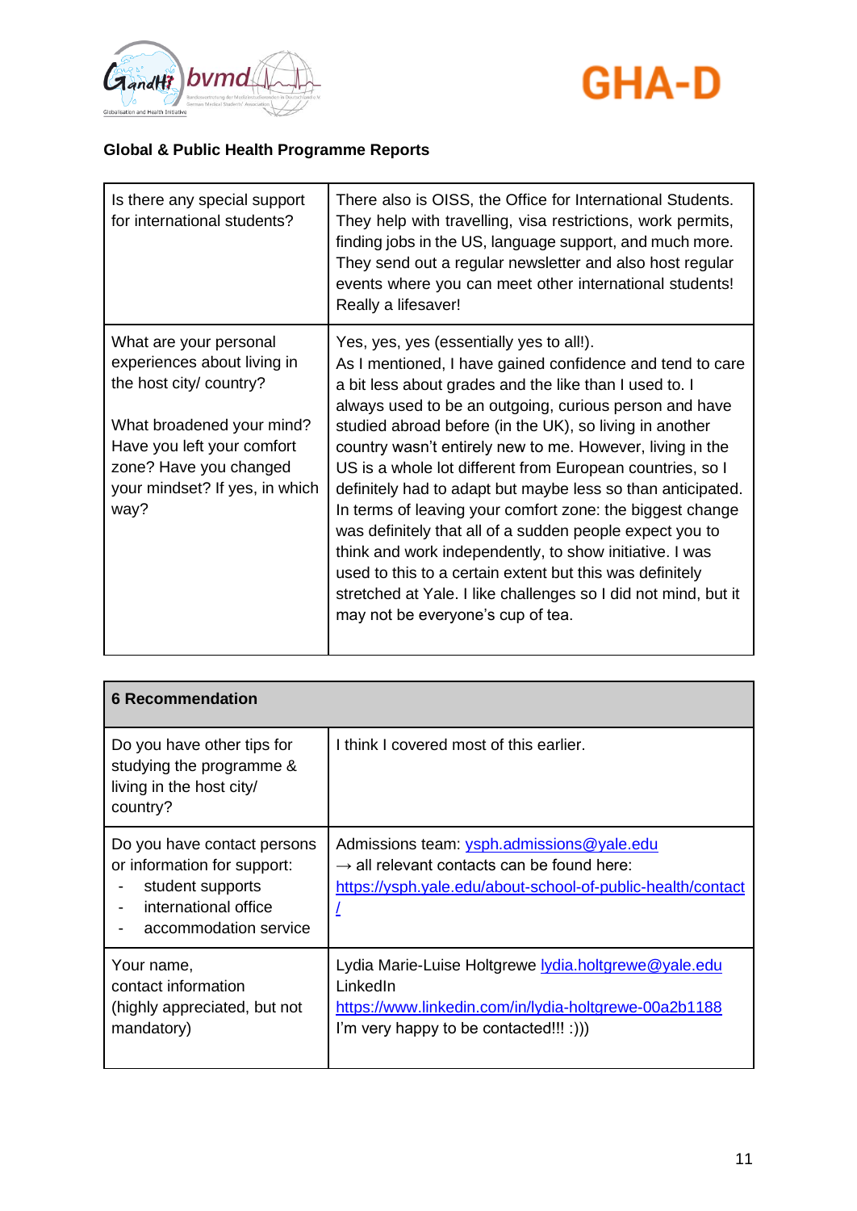**Global & Public Health Programme Reports**

| | |
|---|---|
| Is there any special support for international students? | There also is OISS, the Office for International Students. They help with travelling, visa restrictions, work permits, finding jobs in the US, language support, and much more. They send out a regular newsletter and also host regular events where you can meet other international students! Really a lifesaver! |
| What are your personal experiences about living in the host city/ country?<br><br>What broadened your mind? Have you left your comfort zone? Have you changed your mindset? If yes, in which way? | Yes, yes, yes (essentially yes to all!).<br>As I mentioned, I have gained confidence and tend to care a bit less about grades and the like than I used to. I always used to be an outgoing, curious person and have studied abroad before (in the UK), so living in another country wasn't entirely new to me. However, living in the US is a whole lot different from European countries, so I definitely had to adapt but maybe less so than anticipated. In terms of leaving your comfort zone: the biggest change was definitely that all of a sudden people expect you to think and work independently, to show initiative. I was used to this to a certain extent but this was definitely stretched at Yale. I like challenges so I did not mind, but it may not be everyone's cup of tea. |

| **6 Recommendation** | |
|---|---|
| Do you have other tips for studying the programme & living in the host city/ country? | I think I covered most of this earlier. |
| Do you have contact persons or information for support:<br>- student supports<br>- international office<br>- accommodation service | Admissions team: ysph.admissions@yale.edu<br>→ all relevant contacts can be found here: https://ysph.yale.edu/about-school-of-public-health/contact/ |
| Your name, contact information (highly appreciated, but not mandatory) | Lydia Marie-Luise Holtgrewe lydia.holtgrewe@yale.edu<br>LinkedIn<br>https://www.linkedin.com/in/lydia-holtgrewe-00a2b1188<br>I'm very happy to be contacted!!! :))) |